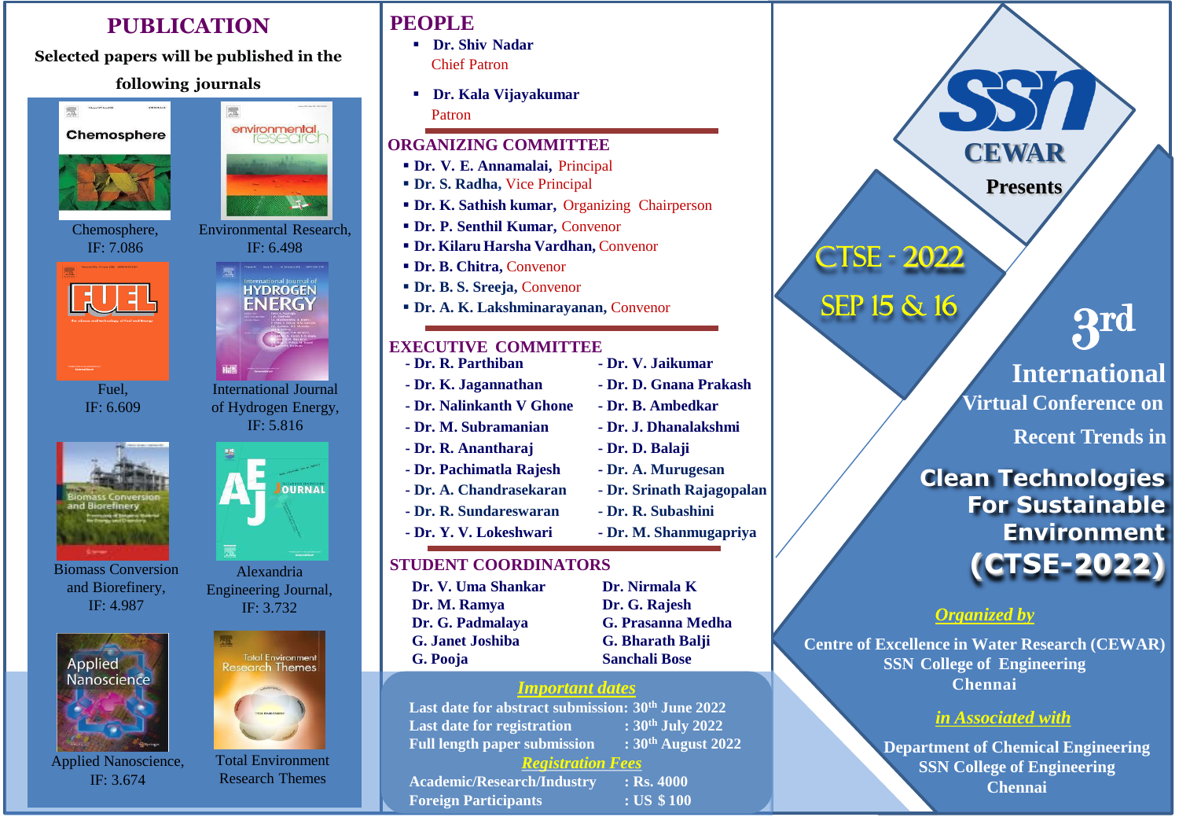# PUBLICATION

**Selected papers will be published in the following journals**

- Chemosphere, IF: 7.086
- Environmental Research, IF: 6.498
- Fuel, IF: 6.609
- International Journal of Hydrogen Energy, IF: 5.816
- Biomass Conversion and Biorefinery, IF: 4.987
- Alexandria Engineering Journal, IF: 3.732
- Applied Nanoscience, IF: 3.674
- Total Environment Research Themes

# PEOPLE

- **Dr. Shiv Nadar**
  Chief Patron
- **Dr. Kala Vijayakumar**
  Patron

## ORGANIZING COMMITTEE

- **Dr. V. E. Annamalai,** Principal
- **Dr. S. Radha,** Vice Principal
- **Dr. K. Sathish kumar,** Organizing Chairperson
- **Dr. P. Senthil Kumar,** Convenor
- **Dr. Kilaru Harsha Vardhan,** Convenor
- **Dr. B. Chitra,** Convenor
- **Dr. B. S. Sreeja,** Convenor
- **Dr. A. K. Lakshminarayanan,** Convenor

## EXECUTIVE COMMITTEE

- Dr. R. Parthiban
- Dr. K. Jagannathan
- Dr. Nalinkanth V Ghone
- Dr. M. Subramanian
- Dr. R. Anantharaj
- Dr. Pachimatla Rajesh
- Dr. A. Chandrasekaran
- Dr. R. Sundareswaran
- Dr. Y. V. Lokeshwari
- Dr. V. Jaikumar
- Dr. D. Gnana Prakash
- Dr. B. Ambedkar
- Dr. J. Dhanalakshmi
- Dr. D. Balaji
- Dr. A. Murugesan
- Dr. Srinath Rajagopalan
- Dr. R. Subashini
- Dr. M. Shanmugapriya

## STUDENT COORDINATORS

- Dr. V. Uma Shankar
- Dr. M. Ramya
- Dr. G. Padmalaya
- G. Janet Joshiba
- G. Pooja
- Dr. Nirmala K
- Dr. G. Rajesh
- G. Prasanna Medha
- G. Bharath Balji
- Sanchali Bose

## *Important dates*

Last date for abstract submission: 30th June 2022
Last date for registration : 30th July 2022
Full length paper submission : 30th August 2022

## *Registration Fees*

Academic/Research/Industry : Rs. 4000
Foreign Participants : US $ 100

---

**SSN CEWAR**

**Presents**

CTSE - 2022

SEP 15 & 16

# 3rd International Virtual Conference on Recent Trends in Clean Technologies For Sustainable Environment (CTSE-2022)

*Organized by*

**Centre of Excellence in Water Research (CEWAR)**
**SSN College of Engineering**
**Chennai**

*in Associated with*

**Department of Chemical Engineering**
**SSN College of Engineering**
**Chennai**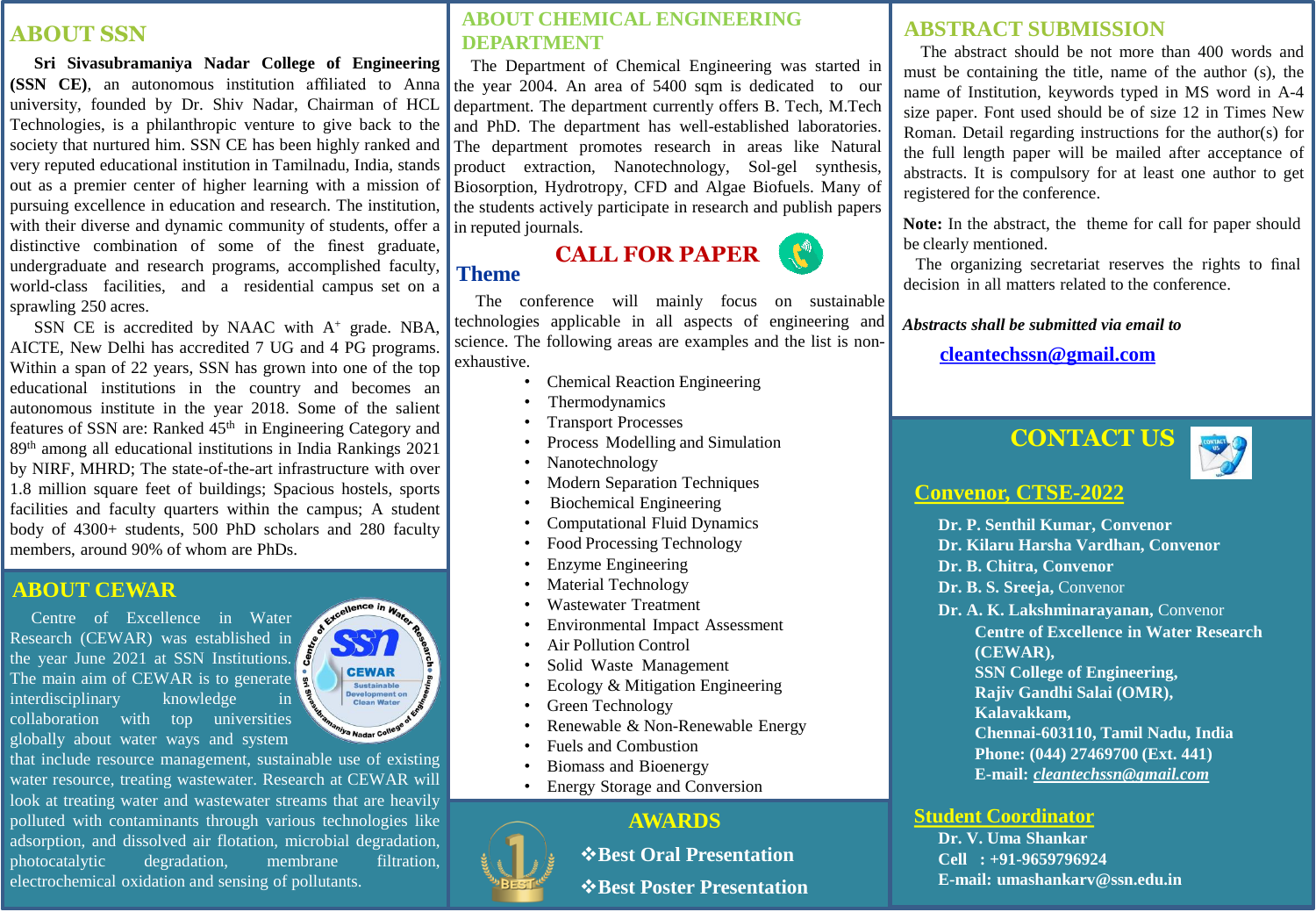## ABOUT SSN

**Sri Sivasubramaniya Nadar College of Engineering (SSN CE)**, an autonomous institution affiliated to Anna university, founded by Dr. Shiv Nadar, Chairman of HCL Technologies, is a philanthropic venture to give back to the society that nurtured him. SSN CE has been highly ranked and very reputed educational institution in Tamilnadu, India, stands out as a premier center of higher learning with a mission of pursuing excellence in education and research. The institution, with their diverse and dynamic community of students, offer a distinctive combination of some of the finest graduate, undergraduate and research programs, accomplished faculty, world-class facilities, and a residential campus set on a sprawling 250 acres.

SSN CE is accredited by NAAC with $A^+$ grade. NBA, AICTE, New Delhi has accredited 7 UG and 4 PG programs. Within a span of 22 years, SSN has grown into one of the top educational institutions in the country and becomes an autonomous institute in the year 2018. Some of the salient features of SSN are: Ranked $45^{th}$ in Engineering Category and $89^{th}$ among all educational institutions in India Rankings 2021 by NIRF, MHRD; The state-of-the-art infrastructure with over 1.8 million square feet of buildings; Spacious hostels, sports facilities and faculty quarters within the campus; A student body of 4300+ students, 500 PhD scholars and 280 faculty members, around 90% of whom are PhDs.

## ABOUT CEWAR

Centre of Excellence in Water Research (CEWAR) was established in the year June 2021 at SSN Institutions. The main aim of CEWAR is to generate interdisciplinary knowledge in collaboration with top universities globally about water ways and system that include resource management, sustainable use of existing water resource, treating wastewater. Research at CEWAR will look at treating water and wastewater streams that are heavily polluted with contaminants through various technologies like adsorption, and dissolved air flotation, microbial degradation, photocatalytic degradation, membrane filtration, electrochemical oxidation and sensing of pollutants.

## ABOUT CHEMICAL ENGINEERING DEPARTMENT

The Department of Chemical Engineering was started in the year 2004. An area of 5400 sqm is dedicated to our department. The department currently offers B. Tech, M.Tech and PhD. The department has well-established laboratories. The department promotes research in areas like Natural product extraction, Nanotechnology, Sol-gel synthesis, Biosorption, Hydrotropy, CFD and Algae Biofuels. Many of the students actively participate in research and publish papers in reputed journals.

## CALL FOR PAPER

### Theme

The conference will mainly focus on sustainable technologies applicable in all aspects of engineering and science. The following areas are examples and the list is non-exhaustive.

- Chemical Reaction Engineering
- Thermodynamics
- Transport Processes
- Process Modelling and Simulation
- Nanotechnology
- Modern Separation Techniques
- Biochemical Engineering
- Computational Fluid Dynamics
- Food Processing Technology
- Enzyme Engineering
- Material Technology
- Wastewater Treatment
- Environmental Impact Assessment
- Air Pollution Control
- Solid Waste Management
- Ecology & Mitigation Engineering
- Green Technology
- Renewable & Non-Renewable Energy
- Fuels and Combustion
- Biomass and Bioenergy
- Energy Storage and Conversion

## AWARDS

- **Best Oral Presentation**
- **Best Poster Presentation**

## ABSTRACT SUBMISSION

The abstract should be not more than 400 words and must be containing the title, name of the author (s), the name of Institution, keywords typed in MS word in A-4 size paper. Font used should be of size 12 in Times New Roman. Detail regarding instructions for the author(s) for the full length paper will be mailed after acceptance of abstracts. It is compulsory for at least one author to get registered for the conference.

**Note:** In the abstract, the theme for call for paper should be clearly mentioned.

The organizing secretariat reserves the rights to final decision in all matters related to the conference.

***Abstracts shall be submitted via email to***

**cleantechssn@gmail.com**

## CONTACT US

### Convenor, CTSE-2022

**Dr. P. Senthil Kumar, Convenor**
**Dr. Kilaru Harsha Vardhan, Convenor**
**Dr. B. Chitra, Convenor**
**Dr. B. S. Sreeja,** Convenor
**Dr. A. K. Lakshminarayanan,** Convenor

**Centre of Excellence in Water Research (CEWAR),**
**SSN College of Engineering,**
**Rajiv Gandhi Salai (OMR),**
**Kalavakkam,**
**Chennai-603110, Tamil Nadu, India**
**Phone: (044) 27469700 (Ext. 441)**
**E-mail: *cleantechssn@gmail.com***

### Student Coordinator

**Dr. V. Uma Shankar**
**Cell : +91-9659796924**
**E-mail: umashankarv@ssn.edu.in**